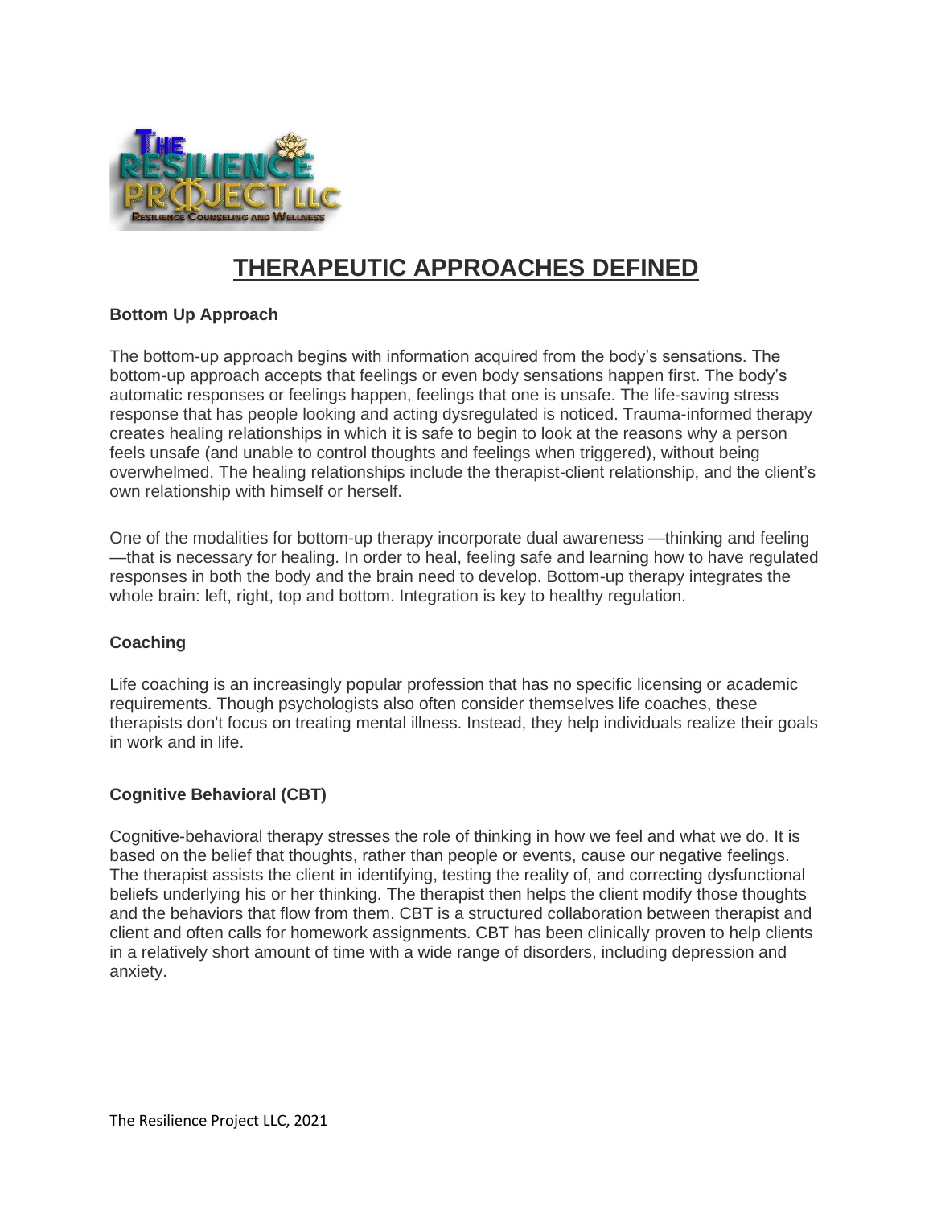# THERAPEUTIC APPROACHES DEFINED

### Bottom Up Approach

The bottom-up approach begins with information acquired from the body's sensations. The bottom-up approach accepts that feelings or even body sensations happen first. The body's automatic responses or feelings happen, feelings that one is unsafe. The life-saving stress response that has people looking and acting dysregulated is noticed. Trauma-informed therapy creates healing relationships in which it is safe to begin to look at the reasons why a person feels unsafe (and unable to control thoughts and feelings when triggered), without being overwhelmed. The healing relationships include the therapist-client relationship, and the client's own relationship with himself or herself.

One of the modalities for bottom-up therapy incorporate dual awareness —thinking and feeling —that is necessary for healing. In order to heal, feeling safe and learning how to have regulated responses in both the body and the brain need to develop. Bottom-up therapy integrates the whole brain: left, right, top and bottom. Integration is key to healthy regulation.

### Coaching

Life coaching is an increasingly popular profession that has no specific licensing or academic requirements. Though psychologists also often consider themselves life coaches, these therapists don't focus on treating mental illness. Instead, they help individuals realize their goals in work and in life.

### Cognitive Behavioral (CBT)

Cognitive-behavioral therapy stresses the role of thinking in how we feel and what we do. It is based on the belief that thoughts, rather than people or events, cause our negative feelings. The therapist assists the client in identifying, testing the reality of, and correcting dysfunctional beliefs underlying his or her thinking. The therapist then helps the client modify those thoughts and the behaviors that flow from them. CBT is a structured collaboration between therapist and client and often calls for homework assignments. CBT has been clinically proven to help clients in a relatively short amount of time with a wide range of disorders, including depression and anxiety.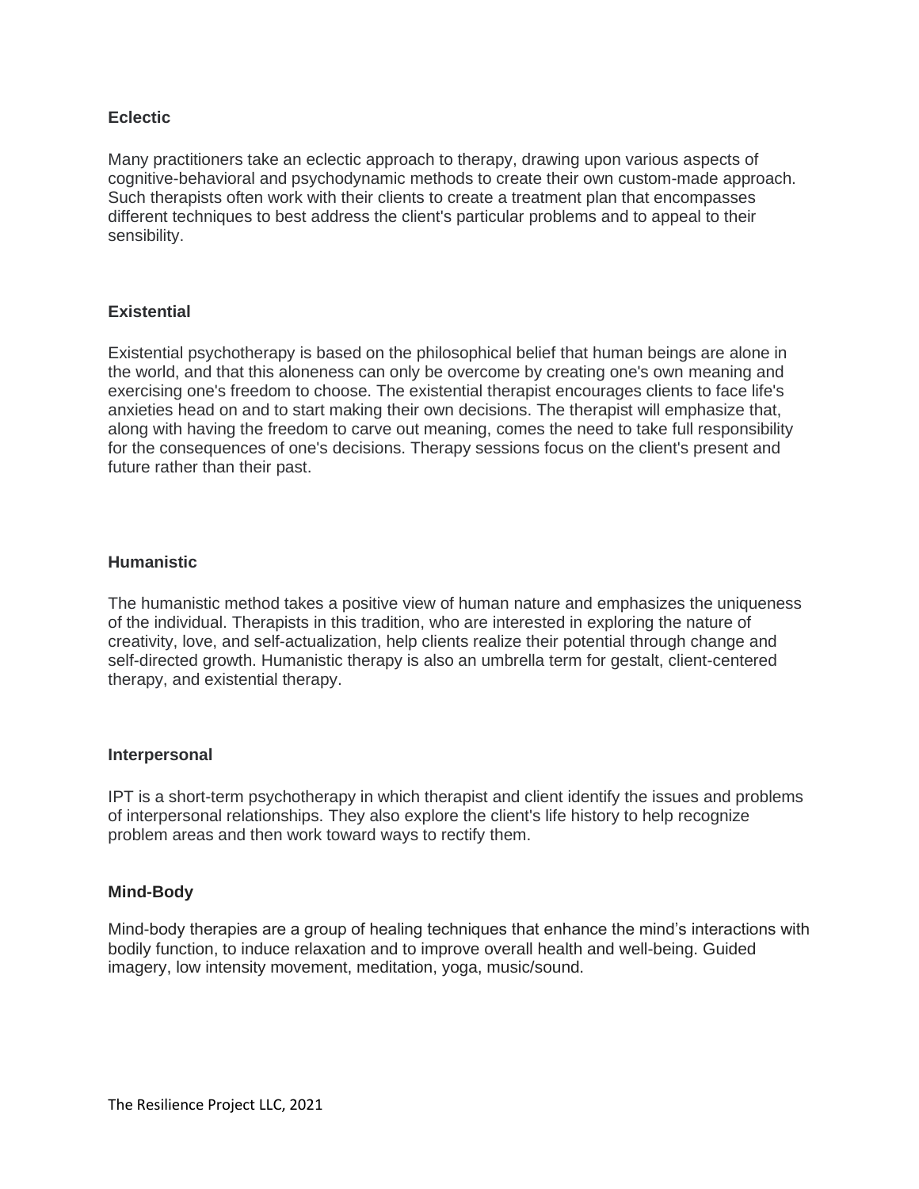**Eclectic**

Many practitioners take an eclectic approach to therapy, drawing upon various aspects of cognitive-behavioral and psychodynamic methods to create their own custom-made approach. Such therapists often work with their clients to create a treatment plan that encompasses different techniques to best address the client's particular problems and to appeal to their sensibility.

**Existential**

Existential psychotherapy is based on the philosophical belief that human beings are alone in the world, and that this aloneness can only be overcome by creating one's own meaning and exercising one's freedom to choose. The existential therapist encourages clients to face life's anxieties head on and to start making their own decisions. The therapist will emphasize that, along with having the freedom to carve out meaning, comes the need to take full responsibility for the consequences of one's decisions. Therapy sessions focus on the client's present and future rather than their past.

**Humanistic**

The humanistic method takes a positive view of human nature and emphasizes the uniqueness of the individual. Therapists in this tradition, who are interested in exploring the nature of creativity, love, and self-actualization, help clients realize their potential through change and self-directed growth. Humanistic therapy is also an umbrella term for gestalt, client-centered therapy, and existential therapy.

**Interpersonal**

IPT is a short-term psychotherapy in which therapist and client identify the issues and problems of interpersonal relationships. They also explore the client's life history to help recognize problem areas and then work toward ways to rectify them.

**Mind-Body**

Mind-body therapies are a group of healing techniques that enhance the mind's interactions with bodily function, to induce relaxation and to improve overall health and well-being. Guided imagery, low intensity movement, meditation, yoga, music/sound.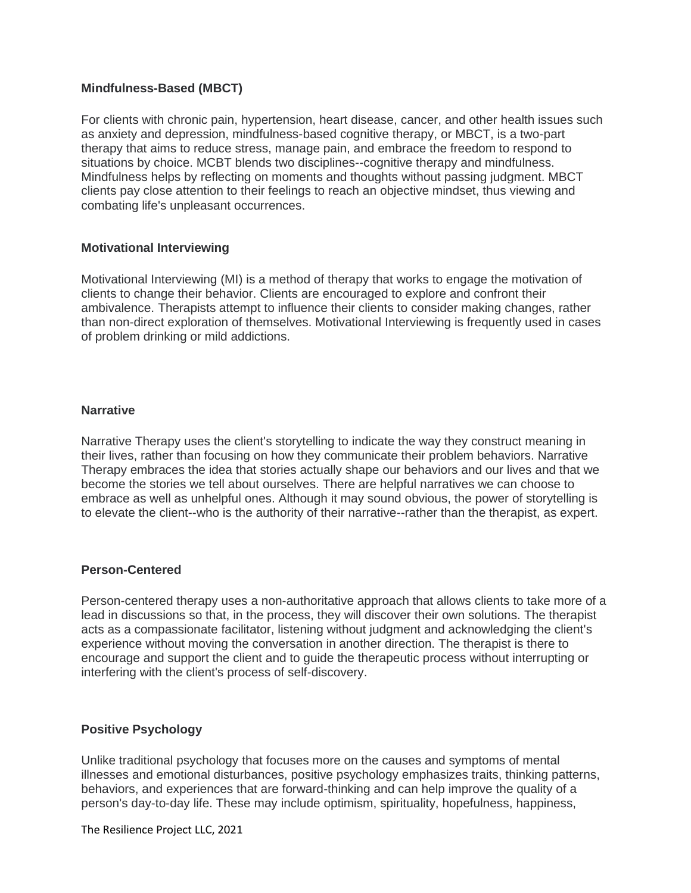**Mindfulness-Based (MBCT)**

For clients with chronic pain, hypertension, heart disease, cancer, and other health issues such as anxiety and depression, mindfulness-based cognitive therapy, or MBCT, is a two-part therapy that aims to reduce stress, manage pain, and embrace the freedom to respond to situations by choice. MCBT blends two disciplines--cognitive therapy and mindfulness. Mindfulness helps by reflecting on moments and thoughts without passing judgment. MBCT clients pay close attention to their feelings to reach an objective mindset, thus viewing and combating life's unpleasant occurrences.

**Motivational Interviewing**

Motivational Interviewing (MI) is a method of therapy that works to engage the motivation of clients to change their behavior. Clients are encouraged to explore and confront their ambivalence. Therapists attempt to influence their clients to consider making changes, rather than non-direct exploration of themselves. Motivational Interviewing is frequently used in cases of problem drinking or mild addictions.

**Narrative**

Narrative Therapy uses the client's storytelling to indicate the way they construct meaning in their lives, rather than focusing on how they communicate their problem behaviors. Narrative Therapy embraces the idea that stories actually shape our behaviors and our lives and that we become the stories we tell about ourselves. There are helpful narratives we can choose to embrace as well as unhelpful ones. Although it may sound obvious, the power of storytelling is to elevate the client--who is the authority of their narrative--rather than the therapist, as expert.

**Person-Centered**

Person-centered therapy uses a non-authoritative approach that allows clients to take more of a lead in discussions so that, in the process, they will discover their own solutions. The therapist acts as a compassionate facilitator, listening without judgment and acknowledging the client's experience without moving the conversation in another direction. The therapist is there to encourage and support the client and to guide the therapeutic process without interrupting or interfering with the client's process of self-discovery.

**Positive Psychology**

Unlike traditional psychology that focuses more on the causes and symptoms of mental illnesses and emotional disturbances, positive psychology emphasizes traits, thinking patterns, behaviors, and experiences that are forward-thinking and can help improve the quality of a person's day-to-day life. These may include optimism, spirituality, hopefulness, happiness,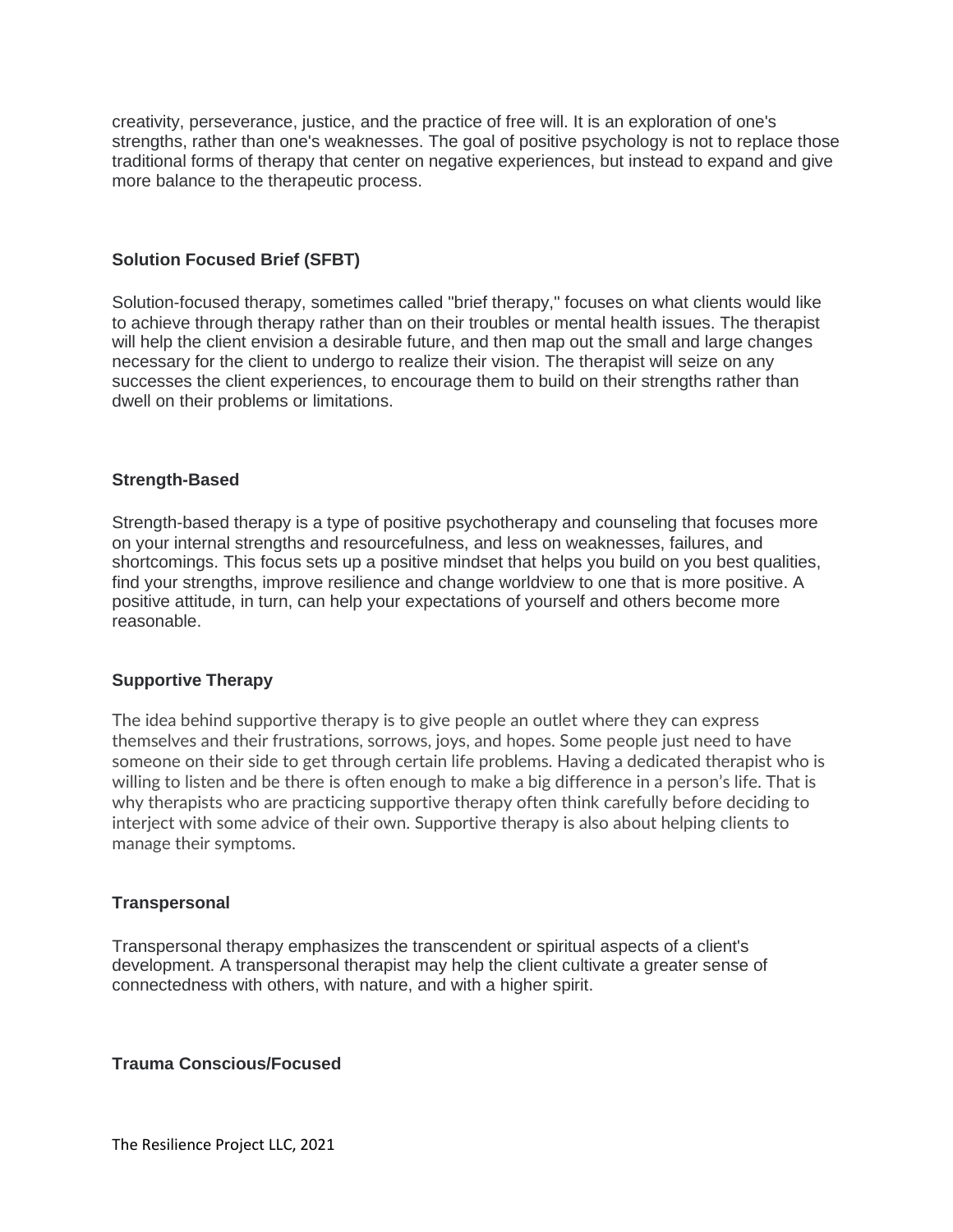creativity, perseverance, justice, and the practice of free will. It is an exploration of one's strengths, rather than one's weaknesses. The goal of positive psychology is not to replace those traditional forms of therapy that center on negative experiences, but instead to expand and give more balance to the therapeutic process.

### Solution Focused Brief (SFBT)

Solution-focused therapy, sometimes called "brief therapy," focuses on what clients would like to achieve through therapy rather than on their troubles or mental health issues. The therapist will help the client envision a desirable future, and then map out the small and large changes necessary for the client to undergo to realize their vision. The therapist will seize on any successes the client experiences, to encourage them to build on their strengths rather than dwell on their problems or limitations.

### Strength-Based

Strength-based therapy is a type of positive psychotherapy and counseling that focuses more on your internal strengths and resourcefulness, and less on weaknesses, failures, and shortcomings. This focus sets up a positive mindset that helps you build on you best qualities, find your strengths, improve resilience and change worldview to one that is more positive. A positive attitude, in turn, can help your expectations of yourself and others become more reasonable.

### Supportive Therapy

The idea behind supportive therapy is to give people an outlet where they can express themselves and their frustrations, sorrows, joys, and hopes. Some people just need to have someone on their side to get through certain life problems. Having a dedicated therapist who is willing to listen and be there is often enough to make a big difference in a person's life. That is why therapists who are practicing supportive therapy often think carefully before deciding to interject with some advice of their own. Supportive therapy is also about helping clients to manage their symptoms.

### Transpersonal

Transpersonal therapy emphasizes the transcendent or spiritual aspects of a client's development. A transpersonal therapist may help the client cultivate a greater sense of connectedness with others, with nature, and with a higher spirit.

### Trauma Conscious/Focused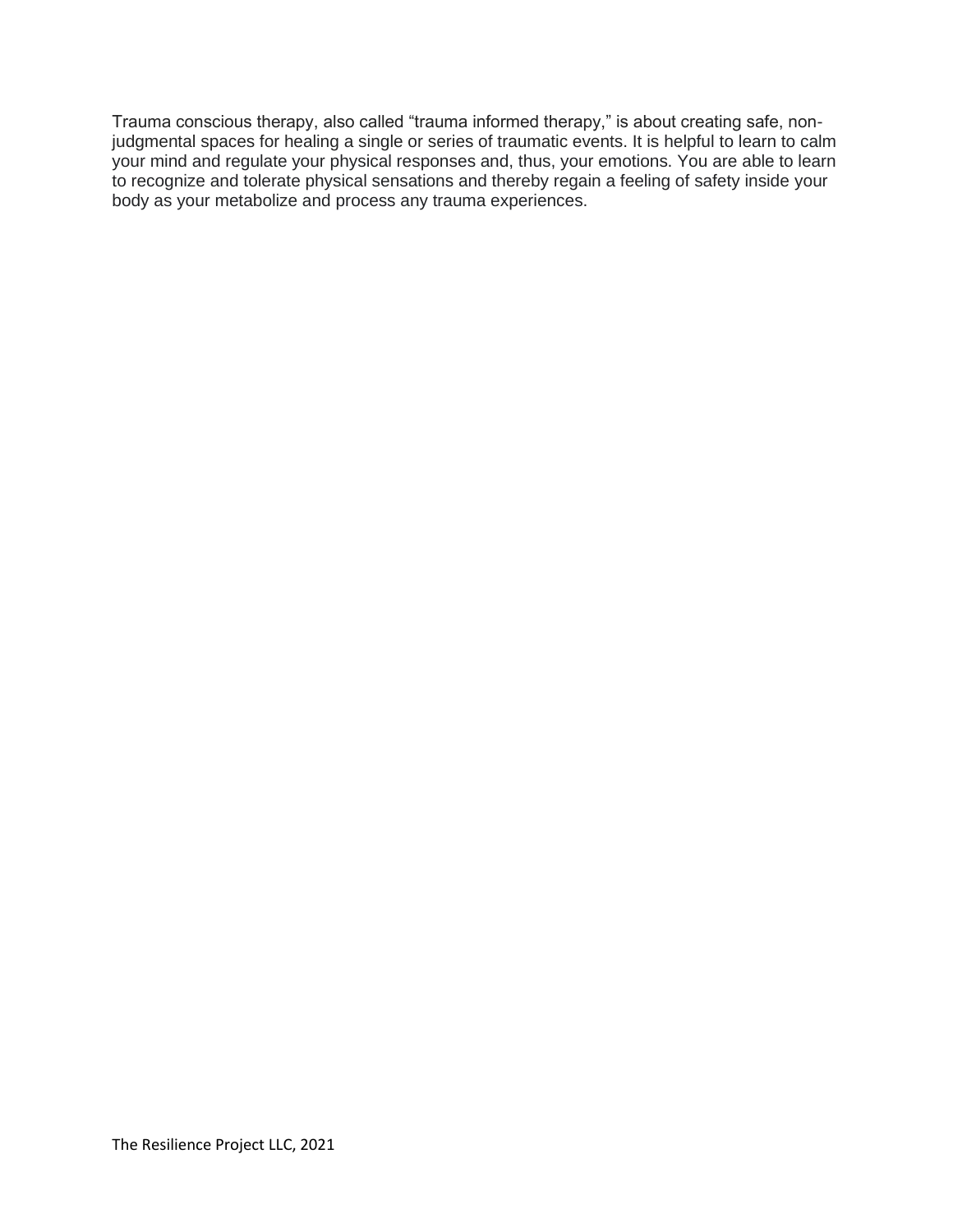Trauma conscious therapy, also called “trauma informed therapy,” is about creating safe, non-judgmental spaces for healing a single or series of traumatic events. It is helpful to learn to calm your mind and regulate your physical responses and, thus, your emotions. You are able to learn to recognize and tolerate physical sensations and thereby regain a feeling of safety inside your body as your metabolize and process any trauma experiences.